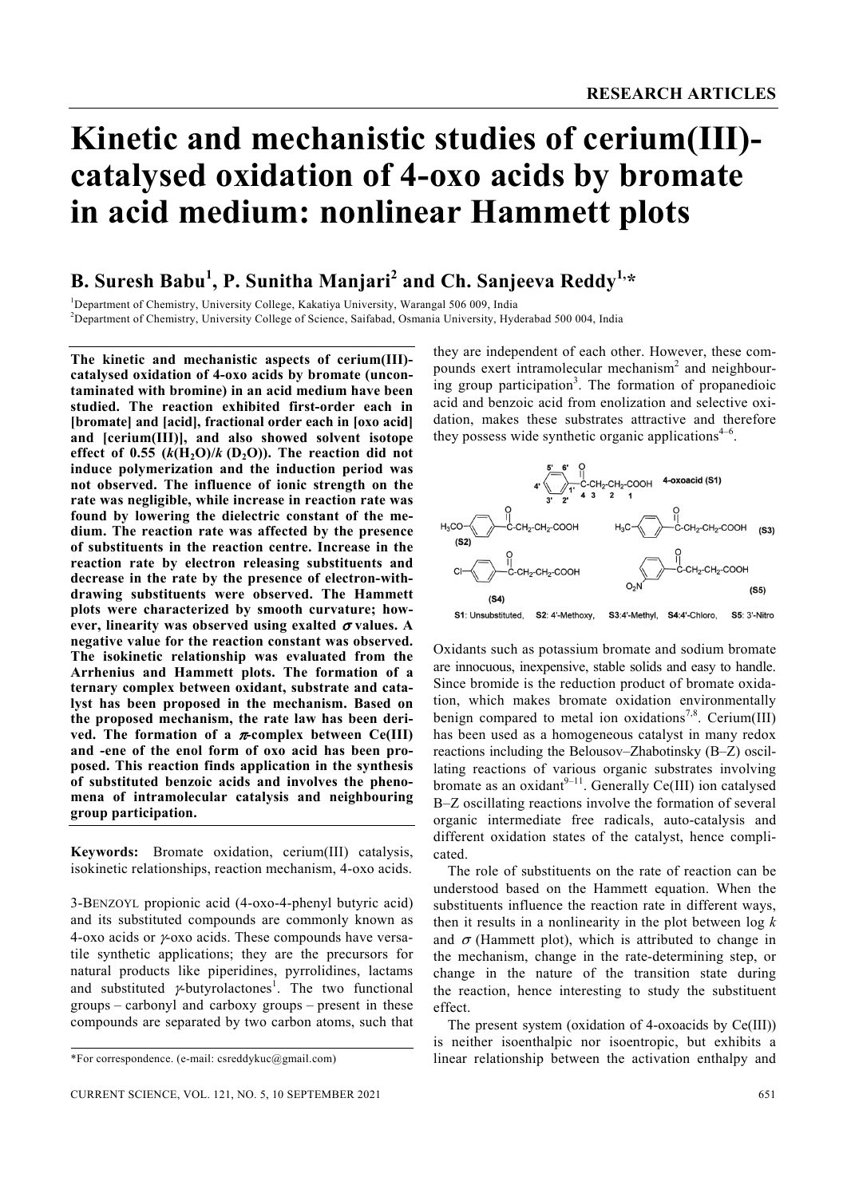# Kinetic and mechanistic studies of cerium(III)-catalysed oxidation of 4-oxo acids by bromate in acid medium: nonlinear Hammett plots

**B. Suresh Babu[1], P. Sunitha Manjari[2] and Ch. Sanjeeva Reddy[1,*]**

[1]Department of Chemistry, University College, Kakatiya University, Warangal 506 009, India

[2]Department of Chemistry, University College of Science, Saifabad, Osmania University, Hyderabad 500 004, India

**The kinetic and mechanistic aspects of cerium(III)-catalysed oxidation of 4-oxo acids by bromate (uncontaminated with bromine) in an acid medium have been studied. The reaction exhibited first-order each in [bromate] and [acid], fractional order each in [oxo acid] and [cerium(III)], and also showed solvent isotope effect of 0.55 ($k(H_2O)/k(D_2O)$). The reaction did not induce polymerization and the induction period was not observed. The influence of ionic strength on the rate was negligible, while increase in reaction rate was found by lowering the dielectric constant of the medium. The reaction rate was affected by the presence of substituents in the reaction centre. Increase in the reaction rate by electron releasing substituents and decrease in the rate by the presence of electron-withdrawing substituents were observed. The Hammett plots were characterized by smooth curvature; however, linearity was observed using exalted $\sigma$ values. A negative value for the reaction constant was observed. The isokinetic relationship was evaluated from the Arrhenius and Hammett plots. The formation of a ternary complex between oxidant, substrate and catalyst has been proposed in the mechanism. Based on the proposed mechanism, the rate law has been derived. The formation of a $\pi$-complex between Ce(III) and -ene of the enol form of oxo acid has been proposed. This reaction finds application in the synthesis of substituted benzoic acids and involves the phenomena of intramolecular catalysis and neighbouring group participation.**

**Keywords:** Bromate oxidation, cerium(III) catalysis, isokinetic relationships, reaction mechanism, 4-oxo acids.

3-BENZOYL propionic acid (4-oxo-4-phenyl butyric acid) and its substituted compounds are commonly known as 4-oxo acids or $\gamma$-oxo acids. These compounds have versatile synthetic applications; they are the precursors for natural products like piperidines, pyrrolidines, lactams and substituted $\gamma$-butyrolactones[1]. The two functional groups – carbonyl and carboxy groups – present in these compounds are separated by two carbon atoms, such that they are independent of each other. However, these compounds exert intramolecular mechanism[2] and neighbouring group participation[3]. The formation of propanedioic acid and benzoic acid from enolization and selective oxidation, makes these substrates attractive and therefore they possess wide synthetic organic applications[4–6].

4-oxoacid (S1): $C_6H_5$-C(=O)-$CH_2$-$CH_2$-COOH (ring positions 1'–6'; chain carbons 4 3 2 1)

(S2) $H_3C$O-$C_6H_4$-C(=O)-$CH_2$-$CH_2$-COOH; (S3) $H_3C$-$C_6H_4$-C(=O)-$CH_2$-$CH_2$-COOH; (S4) Cl-$C_6H_4$-C(=O)-$CH_2$-$CH_2$-COOH; (S5) $O_2N$-$C_6H_4$-C(=O)-$CH_2$-$CH_2$-COOH

S1: Unsubstituted, S2: 4'-Methoxy, S3: 4'-Methyl, S4: 4'-Chloro, S5: 3'-Nitro

Oxidants such as potassium bromate and sodium bromate are innocuous, inexpensive, stable solids and easy to handle. Since bromide is the reduction product of bromate oxidation, which makes bromate oxidation environmentally benign compared to metal ion oxidations[7,8]. Cerium(III) has been used as a homogeneous catalyst in many redox reactions including the Belousov–Zhabotinsky (B–Z) oscillating reactions of various organic substrates involving bromate as an oxidant[9–11]. Generally Ce(III) ion catalysed B–Z oscillating reactions involve the formation of several organic intermediate free radicals, auto-catalysis and different oxidation states of the catalyst, hence complicated.

The role of substituents on the rate of reaction can be understood based on the Hammett equation. When the substituents influence the reaction rate in different ways, then it results in a nonlinearity in the plot between log $k$ and $\sigma$ (Hammett plot), which is attributed to change in the mechanism, change in the rate-determining step, or change in the nature of the transition state during the reaction, hence interesting to study the substituent effect.

The present system (oxidation of 4-oxoacids by Ce(III)) is neither isoenthalpic nor isoentropic, but exhibits a linear relationship between the activation enthalpy and

*For correspondence. (e-mail: csreddykuc@gmail.com)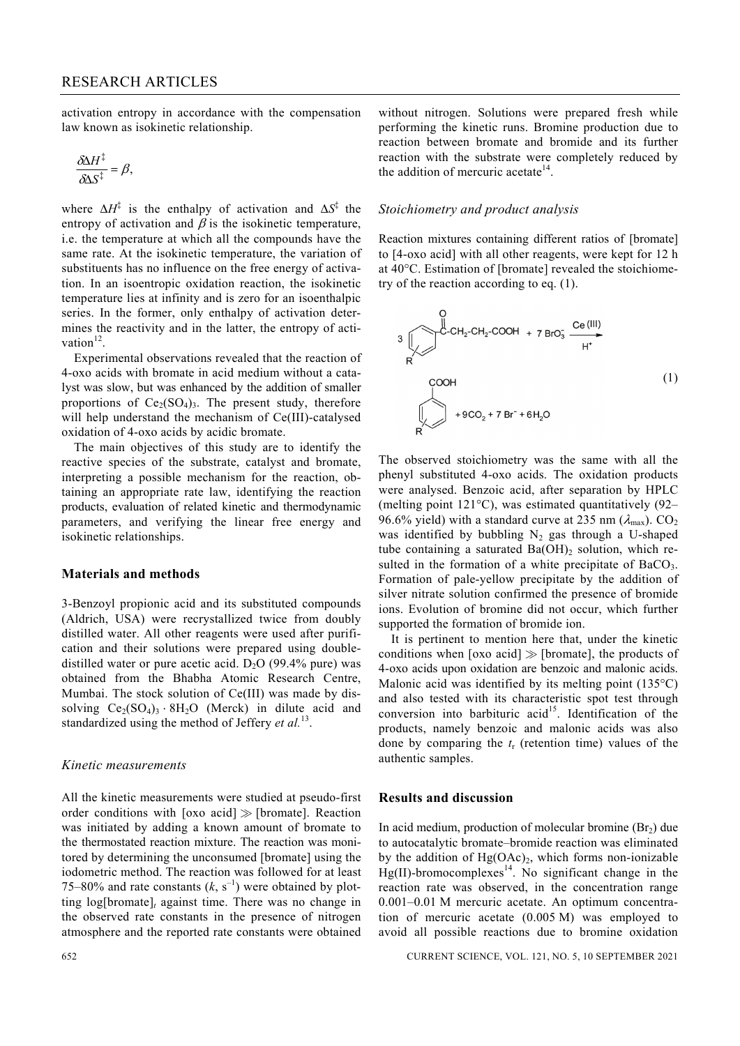activation entropy in accordance with the compensation law known as isokinetic relationship.

$$\frac{\delta \Delta H^{\ddagger}}{\delta \Delta S^{\ddagger}} = \beta,$$

where $\Delta H^{\ddagger}$ is the enthalpy of activation and $\Delta S^{\ddagger}$ the entropy of activation and $\beta$ is the isokinetic temperature, i.e. the temperature at which all the compounds have the same rate. At the isokinetic temperature, the variation of substituents has no influence on the free energy of activation. In an isoentropic oxidation reaction, the isokinetic temperature lies at infinity and is zero for an isoenthalpic series. In the former, only enthalpy of activation determines the reactivity and in the latter, the entropy of activation[12].

Experimental observations revealed that the reaction of 4-oxo acids with bromate in acid medium without a catalyst was slow, but was enhanced by the addition of smaller proportions of $Ce_2(SO_4)_3$. The present study, therefore will help understand the mechanism of Ce(III)-catalysed oxidation of 4-oxo acids by acidic bromate.

The main objectives of this study are to identify the reactive species of the substrate, catalyst and bromate, interpreting a possible mechanism for the reaction, obtaining an appropriate rate law, identifying the reaction products, evaluation of related kinetic and thermodynamic parameters, and verifying the linear free energy and isokinetic relationships.

## Materials and methods

3-Benzoyl propionic acid and its substituted compounds (Aldrich, USA) were recrystallized twice from doubly distilled water. All other reagents were used after purification and their solutions were prepared using double-distilled water or pure acetic acid. $D_2O$ (99.4% pure) was obtained from the Bhabha Atomic Research Centre, Mumbai. The stock solution of Ce(III) was made by dissolving $Ce_2(SO_4)_3 \cdot 8H_2O$ (Merck) in dilute acid and standardized using the method of Jeffery *et al.*[13].

### *Kinetic measurements*

All the kinetic measurements were studied at pseudo-first order conditions with [oxo acid] $\gg$ [bromate]. Reaction was initiated by adding a known amount of bromate to the thermostated reaction mixture. The reaction was monitored by determining the unconsumed [bromate] using the iodometric method. The reaction was followed for at least 75–80% and rate constants ($k$, $s^{-1}$) were obtained by plotting log[bromate]$_t$ against time. There was no change in the observed rate constants in the presence of nitrogen atmosphere and the reported rate constants were obtained without nitrogen. Solutions were prepared fresh while performing the kinetic runs. Bromine production due to reaction between bromate and bromide and its further reaction with the substrate were completely reduced by the addition of mercuric acetate[14].

### *Stoichiometry and product analysis*

Reaction mixtures containing different ratios of [bromate] to [4-oxo acid] with all other reagents, were kept for 12 h at 40°C. Estimation of [bromate] revealed the stoichiometry of the reaction according to eq. (1).

$$3\ R\text{-}C_6H_4\text{-}CO\text{-}CH_2\text{-}CH_2\text{-}COOH + 7\,BrO_3^- \xrightarrow[H^+]{Ce(III)} 3\ R\text{-}C_6H_4\text{-}COOH + 9CO_2 + 7\,Br^- + 6H_2O \quad (1)$$

The observed stoichiometry was the same with all the phenyl substituted 4-oxo acids. The oxidation products were analysed. Benzoic acid, after separation by HPLC (melting point 121°C), was estimated quantitatively (92–96.6% yield) with a standard curve at 235 nm ($\lambda_{max}$). $CO_2$ was identified by bubbling $N_2$ gas through a U-shaped tube containing a saturated $Ba(OH)_2$ solution, which resulted in the formation of a white precipitate of $BaCO_3$. Formation of pale-yellow precipitate by the addition of silver nitrate solution confirmed the presence of bromide ions. Evolution of bromine did not occur, which further supported the formation of bromide ion.

It is pertinent to mention here that, under the kinetic conditions when [oxo acid] $\gg$ [bromate], the products of 4-oxo acids upon oxidation are benzoic and malonic acids. Malonic acid was identified by its melting point (135°C) and also tested with its characteristic spot test through conversion into barbituric acid[15]. Identification of the products, namely benzoic and malonic acids was also done by comparing the $t_r$ (retention time) values of the authentic samples.

## Results and discussion

In acid medium, production of molecular bromine ($Br_2$) due to autocatalytic bromate–bromide reaction was eliminated by the addition of $Hg(OAc)_2$, which forms non-ionizable Hg(II)-bromocomplexes[14]. No significant change in the reaction rate was observed, in the concentration range 0.001–0.01 M mercuric acetate. An optimum concentration of mercuric acetate (0.005 M) was employed to avoid all possible reactions due to bromine oxidation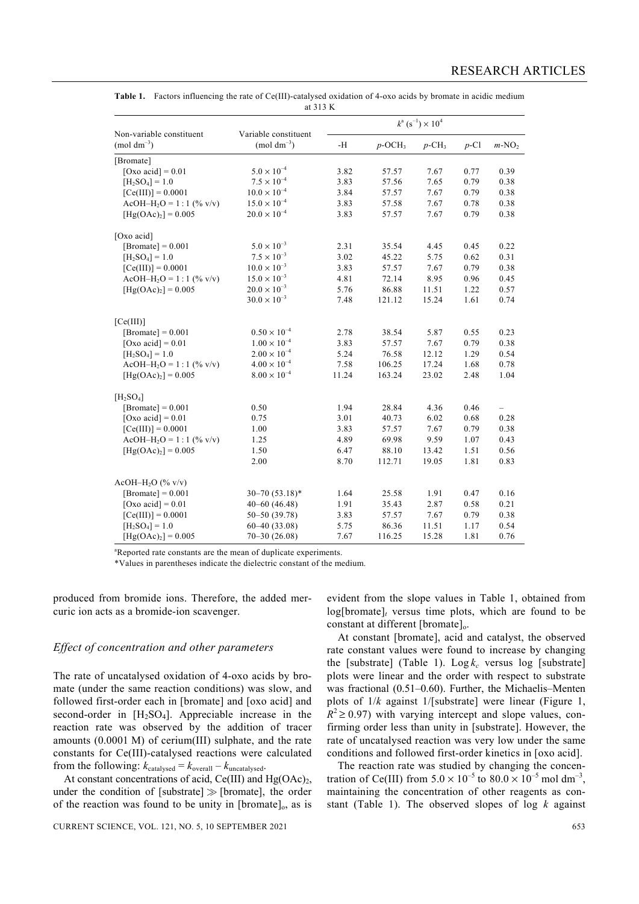**Table 1.** Factors influencing the rate of Ce(III)-catalysed oxidation of 4-oxo acids by bromate in acidic medium at 313 K

| Non-variable constituent ($mol\ dm^{-3}$) | Variable constituent ($mol\ dm^{-3}$) | $k^a$ ($s^{-1}$) $\times 10^4$ | | | | |
|---|---|---|---|---|---|---|
| | | -H | $p$-$OCH_3$ | $p$-$CH_3$ | $p$-Cl | $m$-$NO_2$ |
| [Bromate] | | | | | | |
| [Oxo acid] = 0.01 | $5.0 \times 10^{-4}$ | 3.82 | 57.57 | 7.67 | 0.77 | 0.39 |
| $[H_2SO_4]$ = 1.0 | $7.5 \times 10^{-4}$ | 3.83 | 57.56 | 7.65 | 0.79 | 0.38 |
| [Ce(III)] = 0.0001 | $10.0 \times 10^{-4}$ | 3.84 | 57.57 | 7.67 | 0.79 | 0.38 |
| AcOH–$H_2O$ = 1 : 1 (% v/v) | $15.0 \times 10^{-4}$ | 3.83 | 57.58 | 7.67 | 0.78 | 0.38 |
| $[Hg(OAc)_2]$ = 0.005 | $20.0 \times 10^{-4}$ | 3.83 | 57.57 | 7.67 | 0.79 | 0.38 |
| [Oxo acid] | | | | | | |
| [Bromate] = 0.001 | $5.0 \times 10^{-3}$ | 2.31 | 35.54 | 4.45 | 0.45 | 0.22 |
| $[H_2SO_4]$ = 1.0 | $7.5 \times 10^{-3}$ | 3.02 | 45.22 | 5.75 | 0.62 | 0.31 |
| [Ce(III)] = 0.0001 | $10.0 \times 10^{-3}$ | 3.83 | 57.57 | 7.67 | 0.79 | 0.38 |
| AcOH–$H_2O$ = 1 : 1 (% v/v) | $15.0 \times 10^{-3}$ | 4.81 | 72.14 | 8.95 | 0.96 | 0.45 |
| $[Hg(OAc)_2]$ = 0.005 | $20.0 \times 10^{-3}$ | 5.76 | 86.88 | 11.51 | 1.22 | 0.57 |
| | $30.0 \times 10^{-3}$ | 7.48 | 121.12 | 15.24 | 1.61 | 0.74 |
| [Ce(III)] | | | | | | |
| [Bromate] = 0.001 | $0.50 \times 10^{-4}$ | 2.78 | 38.54 | 5.87 | 0.55 | 0.23 |
| [Oxo acid] = 0.01 | $1.00 \times 10^{-4}$ | 3.83 | 57.57 | 7.67 | 0.79 | 0.38 |
| $[H_2SO_4]$ = 1.0 | $2.00 \times 10^{-4}$ | 5.24 | 76.58 | 12.12 | 1.29 | 0.54 |
| AcOH–$H_2O$ = 1 : 1 (% v/v) | $4.00 \times 10^{-4}$ | 7.58 | 106.25 | 17.24 | 1.68 | 0.78 |
| $[Hg(OAc)_2]$ = 0.005 | $8.00 \times 10^{-4}$ | 11.24 | 163.24 | 23.02 | 2.48 | 1.04 |
| $[H_2SO_4]$ | | | | | | |
| [Bromate] = 0.001 | 0.50 | 1.94 | 28.84 | 4.36 | 0.46 | – |
| [Oxo acid] = 0.01 | 0.75 | 3.01 | 40.73 | 6.02 | 0.68 | 0.28 |
| [Ce(III)] = 0.0001 | 1.00 | 3.83 | 57.57 | 7.67 | 0.79 | 0.38 |
| AcOH–$H_2O$ = 1 : 1 (% v/v) | 1.25 | 4.89 | 69.98 | 9.59 | 1.07 | 0.43 |
| $[Hg(OAc)_2]$ = 0.005 | 1.50 | 6.47 | 88.10 | 13.42 | 1.51 | 0.56 |
| | 2.00 | 8.70 | 112.71 | 19.05 | 1.81 | 0.83 |
| AcOH–$H_2O$ (% v/v) | | | | | | |
| [Bromate] = 0.001 | 30–70 (53.18)* | 1.64 | 25.58 | 1.91 | 0.47 | 0.16 |
| [Oxo acid] = 0.01 | 40–60 (46.48) | 1.91 | 35.43 | 2.87 | 0.58 | 0.21 |
| [Ce(III)] = 0.0001 | 50–50 (39.78) | 3.83 | 57.57 | 7.67 | 0.79 | 0.38 |
| $[H_2SO_4]$ = 1.0 | 60–40 (33.08) | 5.75 | 86.36 | 11.51 | 1.17 | 0.54 |
| $[Hg(OAc)_2]$ = 0.005 | 70–30 (26.08) | 7.67 | 116.25 | 15.28 | 1.81 | 0.76 |

[a]Reported rate constants are the mean of duplicate experiments.

*Values in parentheses indicate the dielectric constant of the medium.

produced from bromide ions. Therefore, the added mercuric ion acts as a bromide-ion scavenger.

### Effect of concentration and other parameters

The rate of uncatalysed oxidation of 4-oxo acids by bromate (under the same reaction conditions) was slow, and followed first-order each in [bromate] and [oxo acid] and second-order in $[H_2SO_4]$. Appreciable increase in the reaction rate was observed by the addition of tracer amounts (0.0001 M) of cerium(III) sulphate, and the rate constants for Ce(III)-catalysed reactions were calculated from the following: $k_{catalysed} = k_{overall} - k_{uncatalysed}$.

At constant concentrations of acid, Ce(III) and $Hg(OAc)_2$, under the condition of [substrate] $\gg$ [bromate], the order of the reaction was found to be unity in $[bromate]_o$, as is evident from the slope values in Table 1, obtained from $\log[bromate]_t$ versus time plots, which are found to be constant at different $[bromate]_o$.

At constant [bromate], acid and catalyst, the observed rate constant values were found to increase by changing the [substrate] (Table 1). $\log k_c$ versus log [substrate] plots were linear and the order with respect to substrate was fractional (0.51–0.60). Further, the Michaelis–Menten plots of $1/k$ against 1/[substrate] were linear (Figure 1, $R^2 \geq 0.97$) with varying intercept and slope values, confirming order less than unity in [substrate]. However, the rate of uncatalysed reaction was very low under the same conditions and followed first-order kinetics in [oxo acid].

The reaction rate was studied by changing the concentration of Ce(III) from $5.0 \times 10^{-5}$ to $80.0 \times 10^{-5}$ mol $dm^{-3}$, maintaining the concentration of other reagents as constant (Table 1). The observed slopes of log $k$ against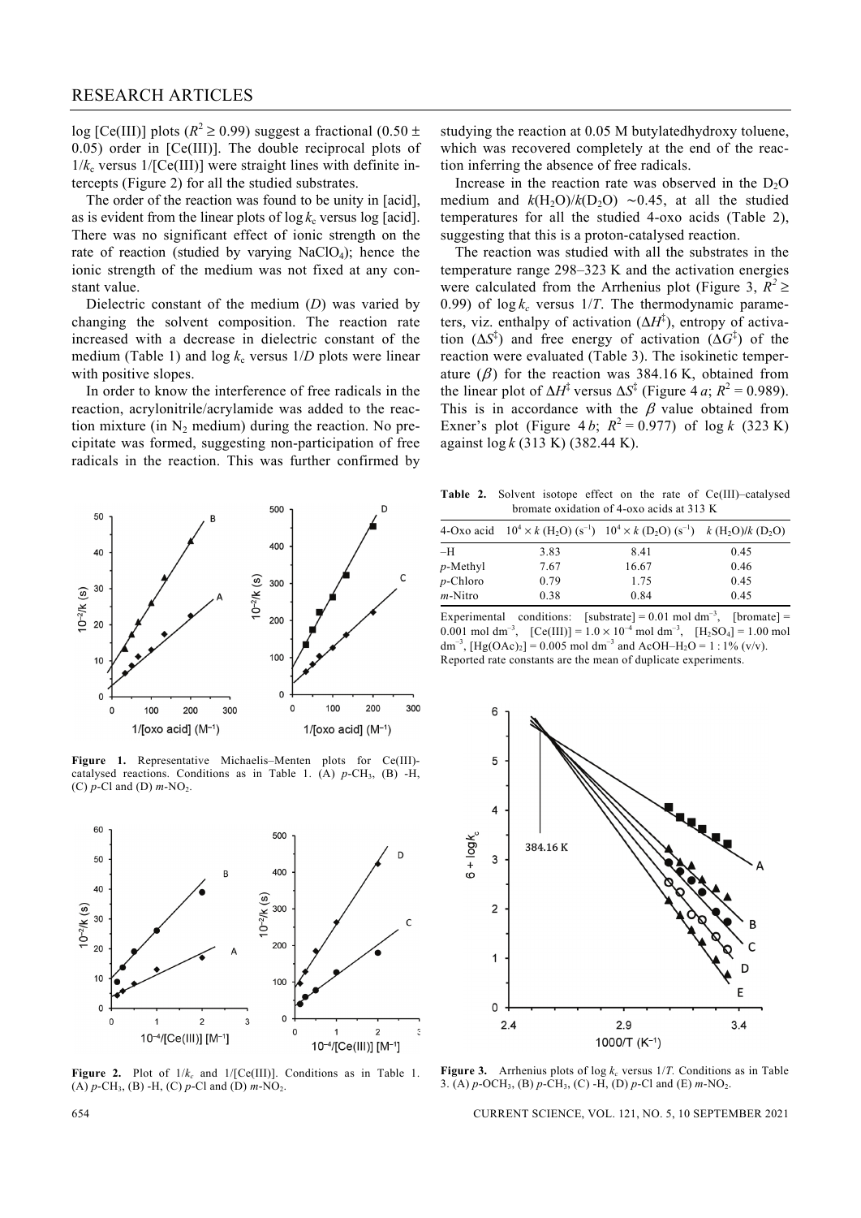log [Ce(III)] plots ($R^2 \geq 0.99$) suggest a fractional ($0.50 \pm 0.05$) order in [Ce(III)]. The double reciprocal plots of $1/k_c$ versus 1/[Ce(III)] were straight lines with definite intercepts (Figure 2) for all the studied substrates.

The order of the reaction was found to be unity in [acid], as is evident from the linear plots of $\log k_c$ versus log [acid]. There was no significant effect of ionic strength on the rate of reaction (studied by varying $NaClO_4$); hence the ionic strength of the medium was not fixed at any constant value.

Dielectric constant of the medium ($D$) was varied by changing the solvent composition. The reaction rate increased with a decrease in dielectric constant of the medium (Table 1) and $\log k_c$ versus $1/D$ plots were linear with positive slopes.

In order to know the interference of free radicals in the reaction, acrylonitrile/acrylamide was added to the reaction mixture (in $N_2$ medium) during the reaction. No precipitate was formed, suggesting non-participation of free radicals in the reaction. This was further confirmed by studying the reaction at 0.05 M butylatedhydroxy toluene, which was recovered completely at the end of the reaction inferring the absence of free radicals.

Increase in the reaction rate was observed in the $D_2O$ medium and $k(H_2O)/k(D_2O) \sim 0.45$, at all the studied temperatures for all the studied 4-oxo acids (Table 2), suggesting that this is a proton-catalysed reaction.

The reaction was studied with all the substrates in the temperature range 298–323 K and the activation energies were calculated from the Arrhenius plot (Figure 3, $R^2 \geq 0.99$) of $\log k_c$ versus $1/T$. The thermodynamic parameters, viz. enthalpy of activation ($\Delta H^{\ddagger}$), entropy of activation ($\Delta S^{\ddagger}$) and free energy of activation ($\Delta G^{\ddagger}$) of the reaction were evaluated (Table 3). The isokinetic temperature ($\beta$) for the reaction was 384.16 K, obtained from the linear plot of $\Delta H^{\ddagger}$ versus $\Delta S^{\ddagger}$ (Figure 4 *a*; $R^2 = 0.989$). This is in accordance with the $\beta$ value obtained from Exner's plot (Figure 4 *b*; $R^2 = 0.977$) of $\log k$ (323 K) against $\log k$ (313 K) (382.44 K).

**Figure 1.** Representative Michaelis–Menten plots for Ce(III)-catalysed reactions. Conditions as in Table 1. (A) *p*-$CH_3$, (B) -H, (C) *p*-Cl and (D) *m*-$NO_2$.

**Figure 2.** Plot of $1/k_c$ and 1/[Ce(III)]. Conditions as in Table 1. (A) *p*-$CH_3$, (B) -H, (C) *p*-Cl and (D) *m*-$NO_2$.

**Table 2.** Solvent isotope effect on the rate of Ce(III)–catalysed bromate oxidation of 4-oxo acids at 313 K

| 4-Oxo acid | $10^4 \times k\ (H_2O)\ (s^{-1})$ | $10^4 \times k\ (D_2O)\ (s^{-1})$ | $k\ (H_2O)/k\ (D_2O)$ |
|---|---|---|---|
| –H | 3.83 | 8.41 | 0.45 |
| *p*-Methyl | 7.67 | 16.67 | 0.46 |
| *p*-Chloro | 0.79 | 1.75 | 0.45 |
| *m*-Nitro | 0.38 | 0.84 | 0.45 |

Experimental conditions: [substrate] = 0.01 mol $dm^{-3}$, [bromate] = 0.001 mol $dm^{-3}$, [Ce(III)] = $1.0 \times 10^{-4}$ mol $dm^{-3}$, [$H_2SO_4$] = 1.00 mol $dm^{-3}$, [$Hg(OAc)_2$] = 0.005 mol $dm^{-3}$ and AcOH–$H_2O$ = 1 : 1% (v/v). Reported rate constants are the mean of duplicate experiments.

**Figure 3.** Arrhenius plots of $\log k_c$ versus $1/T$. Conditions as in Table 3. (A) *p*-$OCH_3$, (B) *p*-$CH_3$, (C) -H, (D) *p*-Cl and (E) *m*-$NO_2$.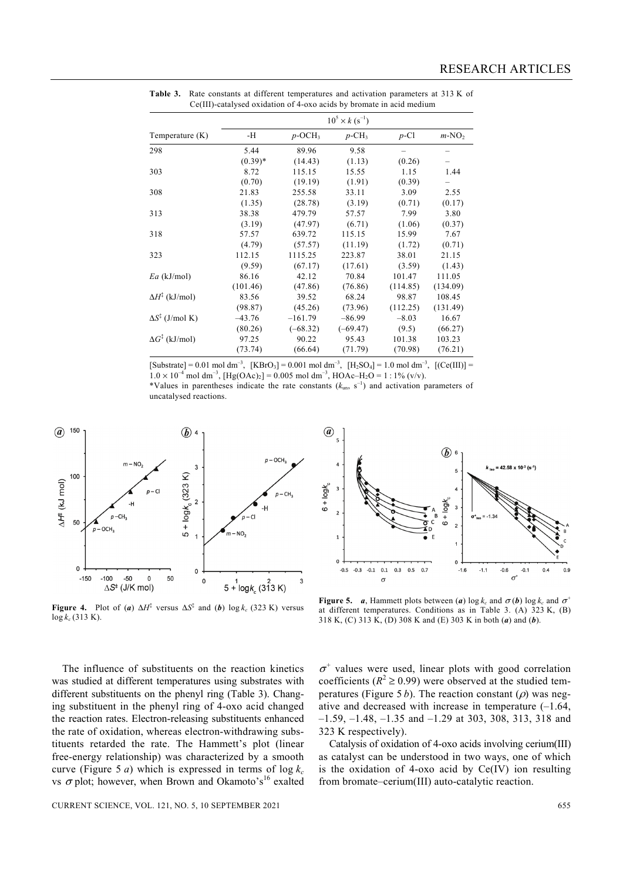**Table 3.** Rate constants at different temperatures and activation parameters at 313 K of Ce(III)-catalysed oxidation of 4-oxo acids by bromate in acid medium

| Temperature (K) | $10^5 \times k$ ($s^{-1}$) | | | | |
|---|---|---|---|---|---|
| | -H | $p$-$OCH_3$ | $p$-$CH_3$ | $p$-Cl | $m$-$NO_2$ |
| 298 | 5.44 (0.39)* | 89.96 (14.43) | 9.58 (1.13) | – (0.26) | – – |
| 303 | 8.72 (0.70) | 115.15 (19.19) | 15.55 (1.91) | 1.15 (0.39) | 1.44 – |
| 308 | 21.83 (1.35) | 255.58 (28.78) | 33.11 (3.19) | 3.09 (0.71) | 2.55 (0.17) |
| 313 | 38.38 (3.19) | 479.79 (47.97) | 57.57 (6.71) | 7.99 (1.06) | 3.80 (0.37) |
| 318 | 57.57 (4.79) | 639.72 (57.57) | 115.15 (11.19) | 15.99 (1.72) | 7.67 (0.71) |
| 323 | 112.15 (9.59) | 1115.25 (67.17) | 223.87 (17.61) | 38.01 (3.59) | 21.15 (1.43) |
| $Ea$ (kJ/mol) | 86.16 (101.46) | 42.12 (47.86) | 70.84 (76.86) | 101.47 (114.85) | 111.05 (134.09) |
| $\Delta H^{\ddagger}$ (kJ/mol) | 83.56 (98.87) | 39.52 (45.26) | 68.24 (73.96) | 98.87 (112.25) | 108.45 (131.49) |
| $\Delta S^{\ddagger}$ (J/mol K) | –43.76 (80.26) | –161.79 (–68.32) | –86.99 (–69.47) | –8.03 (9.5) | 16.67 (66.27) |
| $\Delta G^{\ddagger}$ (kJ/mol) | 97.25 (73.74) | 90.22 (66.64) | 95.43 (71.79) | 101.38 (70.98) | 103.23 (76.21) |

[Substrate] = 0.01 mol $dm^{-3}$, [$KBrO_3$] = 0.001 mol $dm^{-3}$, [$H_2SO_4$] = 1.0 mol $dm^{-3}$, [(Ce(III)] = $1.0 \times 10^{-4}$ mol $dm^{-3}$, [$Hg(OAc)_2$] = 0.005 mol $dm^{-3}$, HOAc–$H_2O$ = 1 : 1% (v/v).
*Values in parentheses indicate the rate constants ($k_{un}$, $s^{-1}$) and activation parameters of uncatalysed reactions.

**Figure 4.** Plot of (***a***) $\Delta H^{\ddagger}$ versus $\Delta S^{\ddagger}$ and (***b***) $\log k_c$ (323 K) versus $\log k_c$ (313 K).

**Figure 5.** ***a***, Hammett plots between (***a***) $\log k_c$ and $\sigma$ (***b***) $\log k_c$ and $\sigma^+$ at different temperatures. Conditions as in Table 3. (A) 323 K, (B) 318 K, (C) 313 K, (D) 308 K and (E) 303 K in both (***a***) and (***b***).

The influence of substituents on the reaction kinetics was studied at different temperatures using substrates with different substituents on the phenyl ring (Table 3). Changing substituent in the phenyl ring of 4-oxo acid changed the reaction rates. Electron-releasing substituents enhanced the rate of oxidation, whereas electron-withdrawing substituents retarded the rate. The Hammett's plot (linear free-energy relationship) was characterized by a smooth curve (Figure 5 *a*) which is expressed in terms of $\log k_c$ vs $\sigma$ plot; however, when Brown and Okamoto's[16] exalted $\sigma^+$ values were used, linear plots with good correlation coefficients ($R^2 \geq 0.99$) were observed at the studied temperatures (Figure 5 *b*). The reaction constant ($\rho$) was negative and decreased with increase in temperature (–1.64, –1.59, –1.48, –1.35 and –1.29 at 303, 308, 313, 318 and 323 K respectively).

Catalysis of oxidation of 4-oxo acids involving cerium(III) as catalyst can be understood in two ways, one of which is the oxidation of 4-oxo acid by Ce(IV) ion resulting from bromate–cerium(III) auto-catalytic reaction.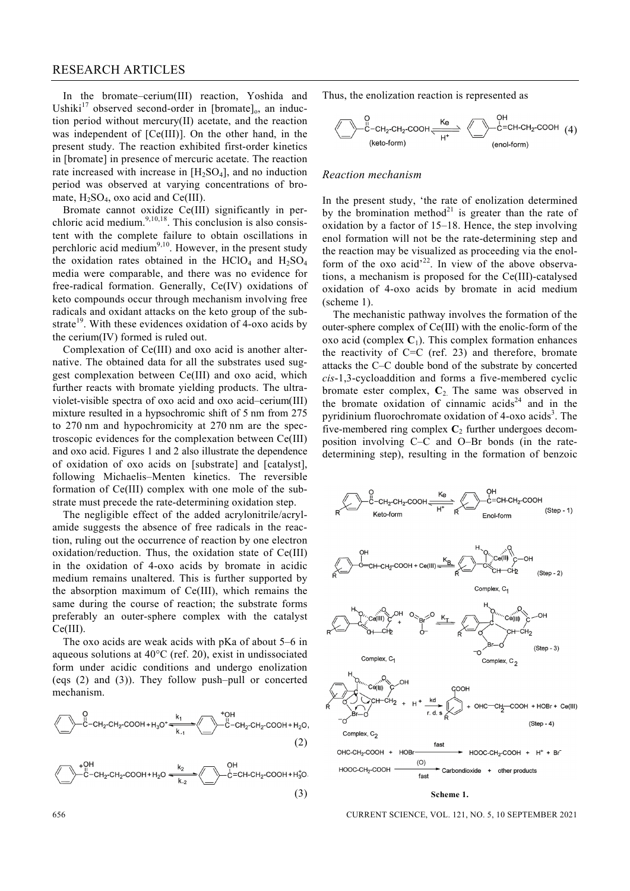In the bromate–cerium(III) reaction, Yoshida and Ushiki[17] observed second-order in $[\text{bromate}]_o$, an induction period without mercury(II) acetate, and the reaction was independent of [Ce(III)]. On the other hand, in the present study. The reaction exhibited first-order kinetics in [bromate] in presence of mercuric acetate. The reaction rate increased with increase in $[H_2SO_4]$, and no induction period was observed at varying concentrations of bromate, $H_2SO_4$, oxo acid and Ce(III).

Bromate cannot oxidize Ce(III) significantly in perchloric acid medium.[9,10,18]. This conclusion is also consistent with the complete failure to obtain oscillations in perchloric acid medium[9,10]. However, in the present study the oxidation rates obtained in the $HClO_4$ and $H_2SO_4$ media were comparable, and there was no evidence for free-radical formation. Generally, Ce(IV) oxidations of keto compounds occur through mechanism involving free radicals and oxidant attacks on the keto group of the substrate[19]. With these evidences oxidation of 4-oxo acids by the cerium(IV) formed is ruled out.

Complexation of Ce(III) and oxo acid is another alternative. The obtained data for all the substrates used suggest complexation between Ce(III) and oxo acid, which further reacts with bromate yielding products. The ultraviolet-visible spectra of oxo acid and oxo acid–cerium(III) mixture resulted in a hypsochromic shift of 5 nm from 275 to 270 nm and hypochromicity at 270 nm are the spectroscopic evidences for the complexation between Ce(III) and oxo acid. Figures 1 and 2 also illustrate the dependence of oxidation of oxo acids on [substrate] and [catalyst], following Michaelis–Menten kinetics. The reversible formation of Ce(III) complex with one mole of the substrate must precede the rate-determining oxidation step.

The negligible effect of the added acrylonitrile/acrylamide suggests the absence of free radicals in the reaction, ruling out the occurrence of reaction by one electron oxidation/reduction. Thus, the oxidation state of Ce(III) in the oxidation of 4-oxo acids by bromate in acidic medium remains unaltered. This is further supported by the absorption maximum of Ce(III), which remains the same during the course of reaction; the substrate forms preferably an outer-sphere complex with the catalyst Ce(III).

The oxo acids are weak acids with pKa of about 5–6 in aqueous solutions at 40°C (ref. 20), exist in undissociated form under acidic conditions and undergo enolization (eqs (2) and (3)). They follow push–pull or concerted mechanism.

$$C_6H_5\text{-}CO\text{-}CH_2\text{-}CH_2\text{-}COOH + H_3O^+ \underset{k_{-1}}{\overset{k_1}{\rightleftharpoons}} C_6H_5\text{-}C(=\overset{+}{O}H)\text{-}CH_2\text{-}CH_2\text{-}COOH + H_2O, \quad (2)$$

$$C_6H_5\text{-}C(=\overset{+}{O}H)\text{-}CH_2\text{-}CH_2\text{-}COOH + H_2O \underset{k_{-2}}{\overset{k_2}{\rightleftharpoons}} C_6H_5\text{-}C(OH)=CH\text{-}CH_2\text{-}COOH + H_3^+O. \quad (3)$$

Thus, the enolization reaction is represented as

$$\underset{\text{(keto-form)}}{C_6H_5\text{-}CO\text{-}CH_2\text{-}CH_2\text{-}COOH} \underset{H^+}{\overset{K_e}{\rightleftharpoons}} \underset{\text{(enol-form)}}{C_6H_5\text{-}C(OH)=CH\text{-}CH_2\text{-}COOH} \quad (4)$$

*Reaction mechanism*

In the present study, 'the rate of enolization determined by the bromination method[21] is greater than the rate of oxidation by a factor of 15–18. Hence, the step involving enol formation will not be the rate-determining step and the reaction may be visualized as proceeding via the enol-form of the oxo acid'[22]. In view of the above observations, a mechanism is proposed for the Ce(III)-catalysed oxidation of 4-oxo acids by bromate in acid medium (scheme 1).

The mechanistic pathway involves the formation of the outer-sphere complex of Ce(III) with the enolic-form of the oxo acid (complex **C**$_1$). This complex formation enhances the reactivity of C=C (ref. 23) and therefore, bromate attacks the C–C double bond of the substrate by concerted *cis*-1,3-cycloaddition and forms a five-membered cyclic bromate ester complex, **C**$_2$. The same was observed in the bromate oxidation of cinnamic acids[24] and in the pyridinium fluorochromate oxidation of 4-oxo acids[3]. The five-membered ring complex **C**$_2$ further undergoes decomposition involving C–C and O–Br bonds (in the rate-determining step), resulting in the formation of benzoic

(Step - 1): $R\text{-}C_6H_4\text{-}CO\text{-}CH_2\text{-}CH_2\text{-}COOH$ (Keto-form) $\underset{H^+}{\overset{K_e}{\rightleftharpoons}}$ $R\text{-}C_6H_4\text{-}C(OH)=CH\text{-}CH_2\text{-}COOH$ (Enol-form)

(Step - 2): $R\text{-}C_6H_4\text{-}C(OH)=CH\text{-}CH_2\text{-}COOH + Ce(III) \overset{K_B}{\rightleftharpoons}$ Complex, $C_1$

(Step - 3): Complex, $C_1$ + $BrO_3^-$ $\overset{K_T}{\rightleftharpoons}$ Complex, $C_2$

(Step - 4): Complex, $C_2$ + $H^+$ $\xrightarrow[\text{r. d. s}]{k_d}$ $R\text{-}C_6H_4\text{-}COOH$ + $OHC\text{-}CH_2\text{-}COOH$ + HOBr + Ce(III)

$$OHC\text{-}CH_2\text{-}COOH + HOBr \xrightarrow{\text{fast}} HOOC\text{-}CH_2\text{-}COOH + H^+ + Br^-$$

$$HOOC\text{-}CH_2\text{-}COOH \xrightarrow[\text{fast}]{(O)} \text{Carbondioxide + other products}$$

**Scheme 1.**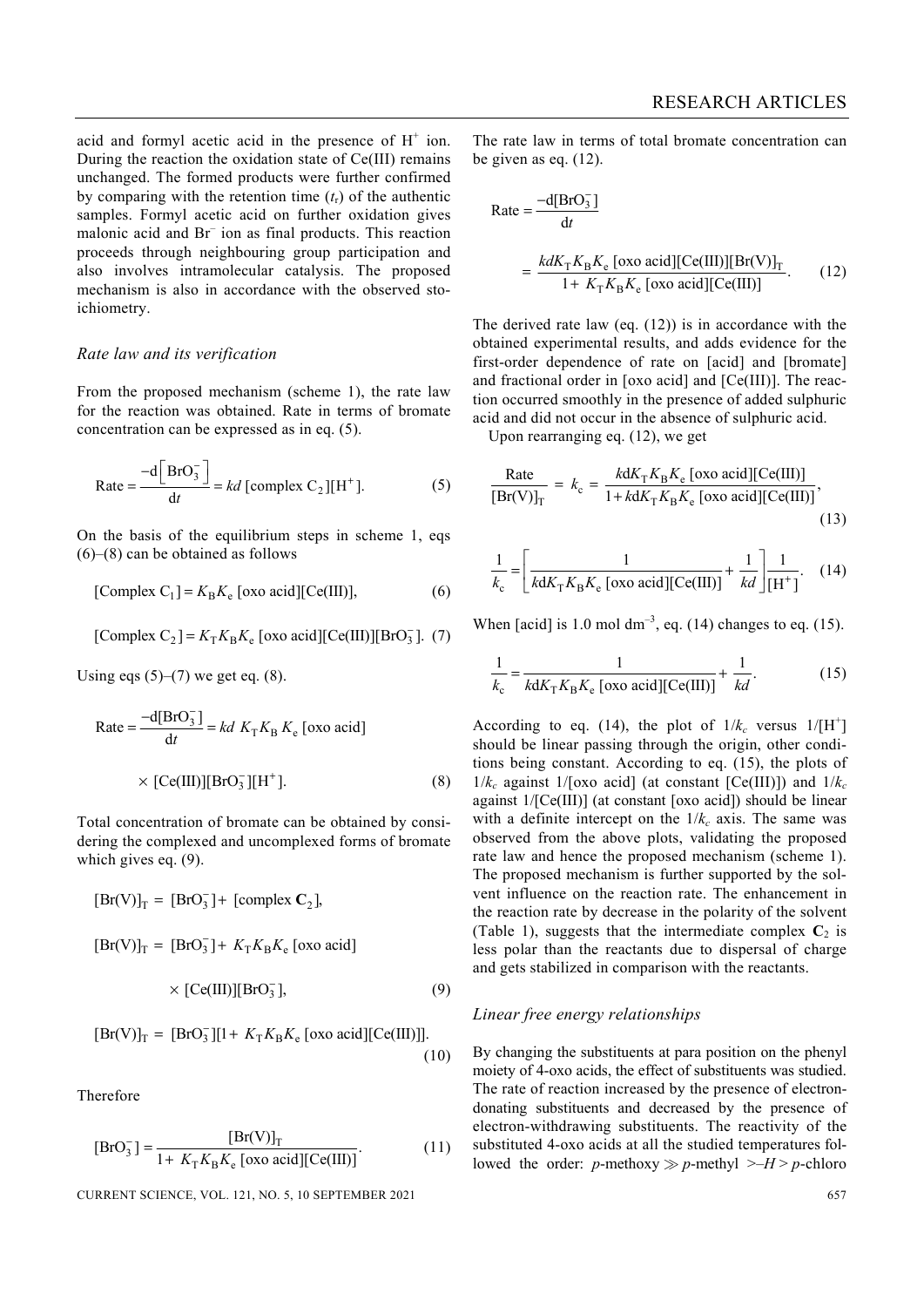acid and formyl acetic acid in the presence of $H^+$ ion. During the reaction the oxidation state of Ce(III) remains unchanged. The formed products were further confirmed by comparing with the retention time ($t_r$) of the authentic samples. Formyl acetic acid on further oxidation gives malonic acid and $Br^-$ ion as final products. This reaction proceeds through neighbouring group participation and also involves intramolecular catalysis. The proposed mechanism is also in accordance with the observed stoichiometry.

### *Rate law and its verification*

From the proposed mechanism (scheme 1), the rate law for the reaction was obtained. Rate in terms of bromate concentration can be expressed as in eq. (5).

$$\text{Rate} = \frac{-\text{d}\left[\text{BrO}_3^-\right]}{\text{d}t} = kd\,[\text{complex C}_2][\text{H}^+]. \quad (5)$$

On the basis of the equilibrium steps in scheme 1, eqs (6)–(8) can be obtained as follows

$$[\text{Complex C}_1] = K_\text{B}K_\text{e}\,[\text{oxo acid}][\text{Ce(III)}], \quad (6)$$

$$[\text{Complex C}_2] = K_\text{T}K_\text{B}K_\text{e}\,[\text{oxo acid}][\text{Ce(III)}][\text{BrO}_3^-]. \quad (7)$$

Using eqs (5)–(7) we get eq. (8).

$$\text{Rate} = \frac{-\text{d}[\text{BrO}_3^-]}{\text{d}t} = kd\;K_\text{T}K_\text{B}\,K_\text{e}\,[\text{oxo acid}] \times [\text{Ce(III)}][\text{BrO}_3^-][\text{H}^+]. \quad (8)$$

Total concentration of bromate can be obtained by considering the complexed and uncomplexed forms of bromate which gives eq. (9).

$$[\text{Br(V)}]_\text{T} = [\text{BrO}_3^-] + [\text{complex } \mathbf{C}_2],$$

$$[\text{Br(V)}]_\text{T} = [\text{BrO}_3^-] + K_\text{T}K_\text{B}K_\text{e}\,[\text{oxo acid}] \times [\text{Ce(III)}][\text{BrO}_3^-], \quad (9)$$

$$[\text{Br(V)}]_\text{T} = [\text{BrO}_3^-][1 + K_\text{T}K_\text{B}K_\text{e}\,[\text{oxo acid}][\text{Ce(III)}]]. \quad (10)$$

Therefore

$$[\text{BrO}_3^-] = \frac{[\text{Br(V)}]_\text{T}}{1 + K_\text{T}K_\text{B}K_\text{e}\,[\text{oxo acid}][\text{Ce(III)}]}. \quad (11)$$

The rate law in terms of total bromate concentration can be given as eq. (12).

$$\text{Rate} = \frac{-\text{d}[\text{BrO}_3^-]}{\text{d}t} = \frac{kdK_\text{T}K_\text{B}K_\text{e}\,[\text{oxo acid}][\text{Ce(III)}][\text{Br(V)}]_\text{T}}{1 + K_\text{T}K_\text{B}K_\text{e}\,[\text{oxo acid}][\text{Ce(III)}]}. \quad (12)$$

The derived rate law (eq. (12)) is in accordance with the obtained experimental results, and adds evidence for the first-order dependence of rate on [acid] and [bromate] and fractional order in [oxo acid] and [Ce(III)]. The reaction occurred smoothly in the presence of added sulphuric acid and did not occur in the absence of sulphuric acid.

Upon rearranging eq. (12), we get

$$\frac{\text{Rate}}{[\text{Br(V)}]_\text{T}} = k_\text{c} = \frac{k\text{d}K_\text{T}K_\text{B}K_\text{e}\,[\text{oxo acid}][\text{Ce(III)}]}{1 + k\text{d}K_\text{T}K_\text{B}K_\text{e}\,[\text{oxo acid}][\text{Ce(III)}]}, \quad (13)$$

$$\frac{1}{k_\text{c}} = \left[\frac{1}{k\text{d}K_\text{T}K_\text{B}K_\text{e}\,[\text{oxo acid}][\text{Ce(III)}]} + \frac{1}{kd}\right]\frac{1}{[\text{H}^+]}. \quad (14)$$

When [acid] is 1.0 mol dm$^{-3}$, eq. (14) changes to eq. (15).

$$\frac{1}{k_\text{c}} = \frac{1}{k\text{d}K_\text{T}K_\text{B}K_\text{e}\,[\text{oxo acid}][\text{Ce(III)}]} + \frac{1}{kd}. \quad (15)$$

According to eq. (14), the plot of $1/k_c$ versus $1/[\text{H}^+]$ should be linear passing through the origin, other conditions being constant. According to eq. (15), the plots of $1/k_c$ against 1/[oxo acid] (at constant [Ce(III)]) and $1/k_c$ against 1/[Ce(III)] (at constant [oxo acid]) should be linear with a definite intercept on the $1/k_c$ axis. The same was observed from the above plots, validating the proposed rate law and hence the proposed mechanism (scheme 1). The proposed mechanism is further supported by the solvent influence on the reaction rate. The enhancement in the reaction rate by decrease in the polarity of the solvent (Table 1), suggests that the intermediate complex $\mathbf{C}_2$ is less polar than the reactants due to dispersal of charge and gets stabilized in comparison with the reactants.

### *Linear free energy relationships*

By changing the substituents at para position on the phenyl moiety of 4-oxo acids, the effect of substituents was studied. The rate of reaction increased by the presence of electron-donating substituents and decreased by the presence of electron-withdrawing substituents. The reactivity of the substituted 4-oxo acids at all the studied temperatures followed the order: *p*-methoxy $\gg$ *p*-methyl >–*H* > *p*-chloro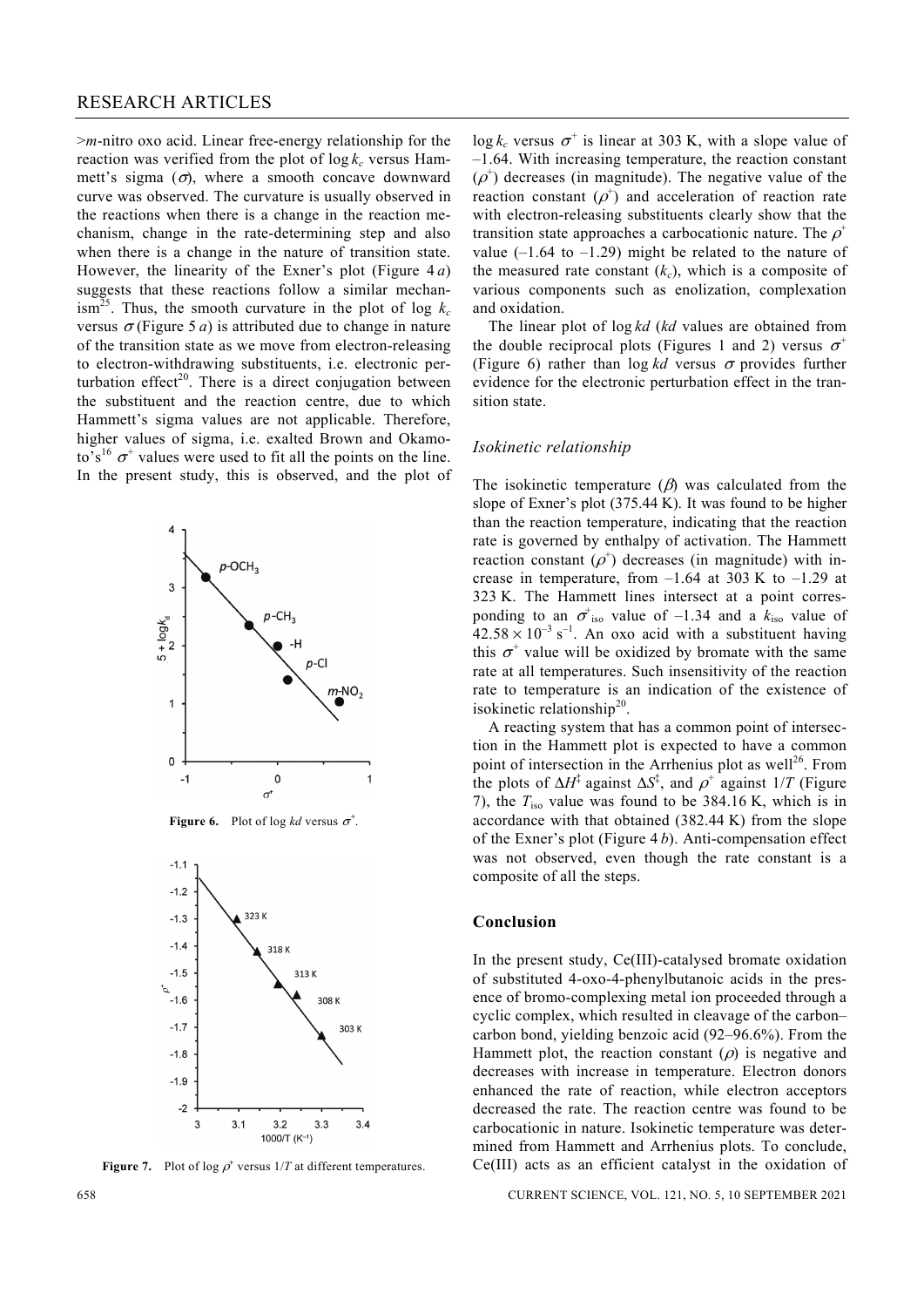>*m*-nitro oxo acid. Linear free-energy relationship for the reaction was verified from the plot of $\log k_c$ versus Hammett's sigma ($\sigma$), where a smooth concave downward curve was observed. The curvature is usually observed in the reactions when there is a change in the reaction mechanism, change in the rate-determining step and also when there is a change in the nature of transition state. However, the linearity of the Exner's plot (Figure 4 *a*) suggests that these reactions follow a similar mechanism[25]. Thus, the smooth curvature in the plot of $\log k_c$ versus $\sigma$ (Figure 5 *a*) is attributed due to change in nature of the transition state as we move from electron-releasing to electron-withdrawing substituents, i.e. electronic perturbation effect[20]. There is a direct conjugation between the substituent and the reaction centre, due to which Hammett's sigma values are not applicable. Therefore, higher values of sigma, i.e. exalted Brown and Okamoto's[16] $\sigma^+$ values were used to fit all the points on the line. In the present study, this is observed, and the plot of

Figure 6. Plot of $\log kd$ versus $\sigma^+$.

Figure 7. Plot of $\log \rho^+$ versus $1/T$ at different temperatures.

$\log k_c$ versus $\sigma^+$ is linear at 303 K, with a slope value of –1.64. With increasing temperature, the reaction constant ($\rho^+$) decreases (in magnitude). The negative value of the reaction constant ($\rho^+$) and acceleration of reaction rate with electron-releasing substituents clearly show that the transition state approaches a carbocationic nature. The $\rho^+$ value (–1.64 to –1.29) might be related to the nature of the measured rate constant ($k_c$), which is a composite of various components such as enolization, complexation and oxidation.

The linear plot of $\log kd$ ($kd$ values are obtained from the double reciprocal plots (Figures 1 and 2) versus $\sigma^+$ (Figure 6) rather than $\log kd$ versus $\sigma$ provides further evidence for the electronic perturbation effect in the transition state.

### *Isokinetic relationship*

The isokinetic temperature ($\beta$) was calculated from the slope of Exner's plot (375.44 K). It was found to be higher than the reaction temperature, indicating that the reaction rate is governed by enthalpy of activation. The Hammett reaction constant ($\rho^+$) decreases (in magnitude) with increase in temperature, from –1.64 at 303 K to –1.29 at 323 K. The Hammett lines intersect at a point corresponding to an $\sigma^+_{\text{iso}}$ value of –1.34 and a $k_{\text{iso}}$ value of $42.58 \times 10^{-3}\ \text{s}^{-1}$. An oxo acid with a substituent having this $\sigma^+$ value will be oxidized by bromate with the same rate at all temperatures. Such insensitivity of the reaction rate to temperature is an indication of the existence of isokinetic relationship[20].

A reacting system that has a common point of intersection in the Hammett plot is expected to have a common point of intersection in the Arrhenius plot as well[26]. From the plots of $\Delta H^\ddagger$ against $\Delta S^\ddagger$, and $\rho^+$ against $1/T$ (Figure 7), the $T_{\text{iso}}$ value was found to be 384.16 K, which is in accordance with that obtained (382.44 K) from the slope of the Exner's plot (Figure 4 *b*). Anti-compensation effect was not observed, even though the rate constant is a composite of all the steps.

## Conclusion

In the present study, Ce(III)-catalysed bromate oxidation of substituted 4-oxo-4-phenylbutanoic acids in the presence of bromo-complexing metal ion proceeded through a cyclic complex, which resulted in cleavage of the carbon–carbon bond, yielding benzoic acid (92–96.6%). From the Hammett plot, the reaction constant ($\rho$) is negative and decreases with increase in temperature. Electron donors enhanced the rate of reaction, while electron acceptors decreased the rate. The reaction centre was found to be carbocationic in nature. Isokinetic temperature was determined from Hammett and Arrhenius plots. To conclude, Ce(III) acts as an efficient catalyst in the oxidation of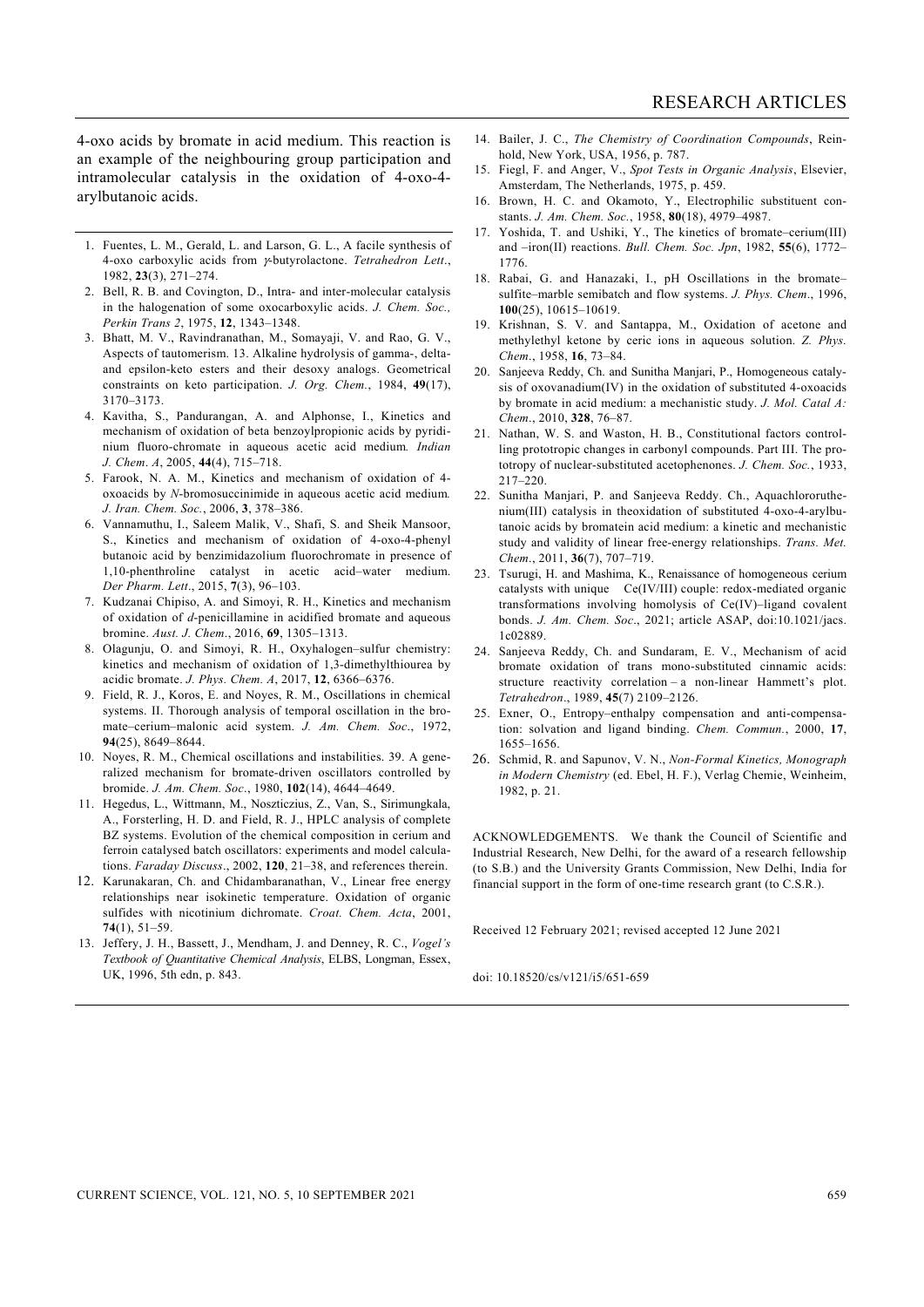4-oxo acids by bromate in acid medium. This reaction is an example of the neighbouring group participation and intramolecular catalysis in the oxidation of 4-oxo-4-arylbutanoic acids.

1. Fuentes, L. M., Gerald, L. and Larson, G. L., A facile synthesis of 4-oxo carboxylic acids from $\gamma$-butyrolactone. *Tetrahedron Lett*., 1982, **23**(3), 271–274.
2. Bell, R. B. and Covington, D., Intra- and inter-molecular catalysis in the halogenation of some oxocarboxylic acids. *J. Chem. Soc., Perkin Trans 2*, 1975, **12**, 1343–1348.
3. Bhatt, M. V., Ravindranathan, M., Somayaji, V. and Rao, G. V., Aspects of tautomerism. 13. Alkaline hydrolysis of gamma-, delta- and epsilon-keto esters and their desoxy analogs. Geometrical constraints on keto participation. *J. Org. Chem.*, 1984, **49**(17), 3170–3173.
4. Kavitha, S., Pandurangan, A. and Alphonse, I., Kinetics and mechanism of oxidation of beta benzoylpropionic acids by pyridinium fluoro-chromate in aqueous acetic acid medium. *Indian J. Chem*. *A*, 2005, **44**(4), 715–718.
5. Farook, N. A. M., Kinetics and mechanism of oxidation of 4-oxoacids by *N*-bromosuccinimide in aqueous acetic acid medium. *J. Iran. Chem. Soc.*, 2006, **3**, 378–386.
6. Vannamuthu, I., Saleem Malik, V., Shafi, S. and Sheik Mansoor, S., Kinetics and mechanism of oxidation of 4-oxo-4-phenyl butanoic acid by benzimidazolium fluorochromate in presence of 1,10-phenthroline catalyst in acetic acid–water medium. *Der Pharm. Lett*., 2015, **7**(3), 96–103.
7. Kudzanai Chipiso, A. and Simoyi, R. H., Kinetics and mechanism of oxidation of *d*-penicillamine in acidified bromate and aqueous bromine. *Aust. J. Chem*., 2016, **69**, 1305–1313.
8. Olagunju, O. and Simoyi, R. H., Oxyhalogen–sulfur chemistry: kinetics and mechanism of oxidation of 1,3-dimethylthiourea by acidic bromate. *J. Phys. Chem. A*, 2017, **12**, 6366–6376.
9. Field, R. J., Koros, E. and Noyes, R. M., Oscillations in chemical systems. II. Thorough analysis of temporal oscillation in the bromate–cerium–malonic acid system. *J. Am. Chem. Soc*., 1972, **94**(25), 8649–8644.
10. Noyes, R. M., Chemical oscillations and instabilities. 39. A generalized mechanism for bromate-driven oscillators controlled by bromide. *J. Am. Chem. Soc*., 1980, **102**(14), 4644–4649.
11. Hegedus, L., Wittmann, M., Noszticzius, Z., Van, S., Sirimungkala, A., Forsterling, H. D. and Field, R. J., HPLC analysis of complete BZ systems. Evolution of the chemical composition in cerium and ferroin catalysed batch oscillators: experiments and model calculations. *Faraday Discuss*., 2002, **120**, 21–38, and references therein.
12. Karunakaran, Ch. and Chidambaranathan, V., Linear free energy relationships near isokinetic temperature. Oxidation of organic sulfides with nicotinium dichromate. *Croat. Chem. Acta*, 2001, **74**(1), 51–59.
13. Jeffery, J. H., Bassett, J., Mendham, J. and Denney, R. C., *Vogel's Textbook of Quantitative Chemical Analysis*, ELBS, Longman, Essex, UK, 1996, 5th edn, p. 843.
14. Bailer, J. C., *The Chemistry of Coordination Compounds*, Reinhold, New York, USA, 1956, p. 787.
15. Fiegl, F. and Anger, V., *Spot Tests in Organic Analysis*, Elsevier, Amsterdam, The Netherlands, 1975, p. 459.
16. Brown, H. C. and Okamoto, Y., Electrophilic substituent constants. *J. Am. Chem. Soc.*, 1958, **80**(18), 4979–4987.
17. Yoshida, T. and Ushiki, Y., The kinetics of bromate–cerium(III) and –iron(II) reactions. *Bull. Chem. Soc. Jpn*, 1982, **55**(6), 1772–1776.
18. Rabai, G. and Hanazaki, I., pH Oscillations in the bromate–sulfite–marble semibatch and flow systems. *J. Phys. Chem*., 1996, **100**(25), 10615–10619.
19. Krishnan, S. V. and Santappa, M., Oxidation of acetone and methylethyl ketone by ceric ions in aqueous solution. *Z. Phys. Chem*., 1958, **16**, 73–84.
20. Sanjeeva Reddy, Ch. and Sunitha Manjari, P., Homogeneous catalysis of oxovanadium(IV) in the oxidation of substituted 4-oxoacids by bromate in acid medium: a mechanistic study. *J. Mol. Catal A: Chem*., 2010, **328**, 76–87.
21. Nathan, W. S. and Waston, H. B., Constitutional factors controlling prototropic changes in carbonyl compounds. Part III. The prototropy of nuclear-substituted acetophenones. *J. Chem. Soc.*, 1933, 217–220.
22. Sunitha Manjari, P. and Sanjeeva Reddy. Ch., Aquachlororuthenium(III) catalysis in theoxidation of substituted 4-oxo-4-arylbutanoic acids by bromatein acid medium: a kinetic and mechanistic study and validity of linear free-energy relationships. *Trans. Met. Chem*., 2011, **36**(7), 707–719.
23. Tsurugi, H. and Mashima, K., Renaissance of homogeneous cerium catalysts with unique Ce(IV/III) couple: redox-mediated organic transformations involving homolysis of Ce(IV)–ligand covalent bonds. *J. Am. Chem. Soc*., 2021; article ASAP, doi:10.1021/jacs.1c02889.
24. Sanjeeva Reddy, Ch. and Sundaram, E. V., Mechanism of acid bromate oxidation of trans mono-substituted cinnamic acids: structure reactivity correlation – a non-linear Hammett's plot. *Tetrahedron*., 1989, **45**(7) 2109–2126.
25. Exner, O., Entropy–enthalpy compensation and anti-compensation: solvation and ligand binding. *Chem. Commun.*, 2000, **17**, 1655–1656.
26. Schmid, R. and Sapunov, V. N., *Non-Formal Kinetics, Monograph in Modern Chemistry* (ed. Ebel, H. F.), Verlag Chemie, Weinheim, 1982, p. 21.

ACKNOWLEDGEMENTS. We thank the Council of Scientific and Industrial Research, New Delhi, for the award of a research fellowship (to S.B.) and the University Grants Commission, New Delhi, India for financial support in the form of one-time research grant (to C.S.R.).

Received 12 February 2021; revised accepted 12 June 2021

doi: 10.18520/cs/v121/i5/651-659